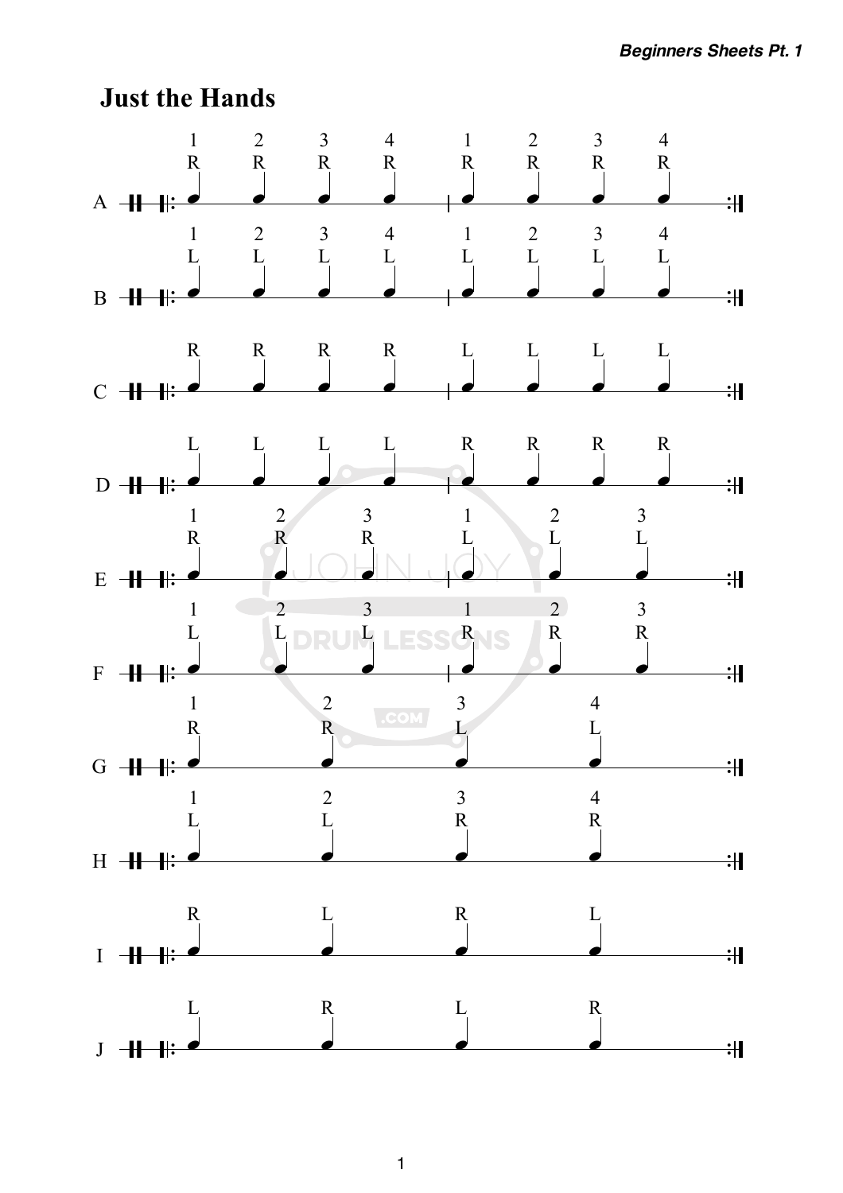# Just the Hands

**A**

| 1 | 2 | 3 | 4 | 1 | 2 | 3 | 4 |
|---|---|---|---|---|---|---|---|
| R | R | R | R | R | R | R | R |

**B**

| 1 | 2 | 3 | 4 | 1 | 2 | 3 | 4 |
|---|---|---|---|---|---|---|---|
| L | L | L | L | L | L | L | L |

**C**

R R R R L L L L

**D**

L L L L R R R R

**E**

| 1 | 2 | 3 | 1 | 2 | 3 |
|---|---|---|---|---|---|
| R | R | R | L | L | L |

**F**

| 1 | 2 | 3 | 1 | 2 | 3 |
|---|---|---|---|---|---|
| L | L | L | R | R | R |

**G**

| 1 | 2 | 3 | 4 |
|---|---|---|---|
| R | R | L | L |

**H**

| 1 | 2 | 3 | 4 |
|---|---|---|---|
| L | L | R | R |

**I**

R L R L

**J**

L R L R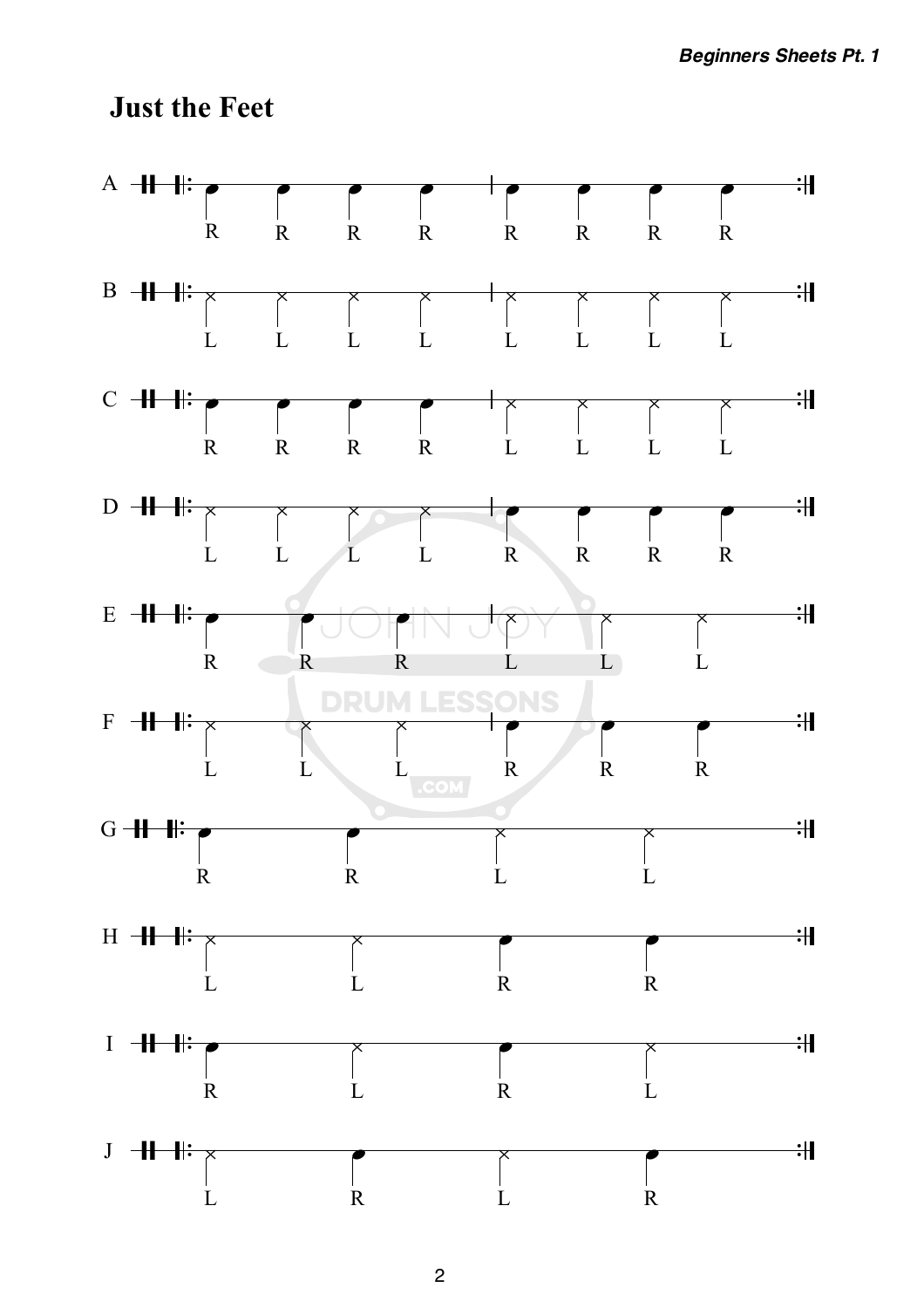# Just the Feet

A — R R R R | R R R R

B — L L L L | L L L L

C — R R R R | L L L L

D — L L L L | R R R R

E — R R R | L L L

F — L L L | R R R

G — R R L L

H — L L R R

I — R L R L

J — L R L R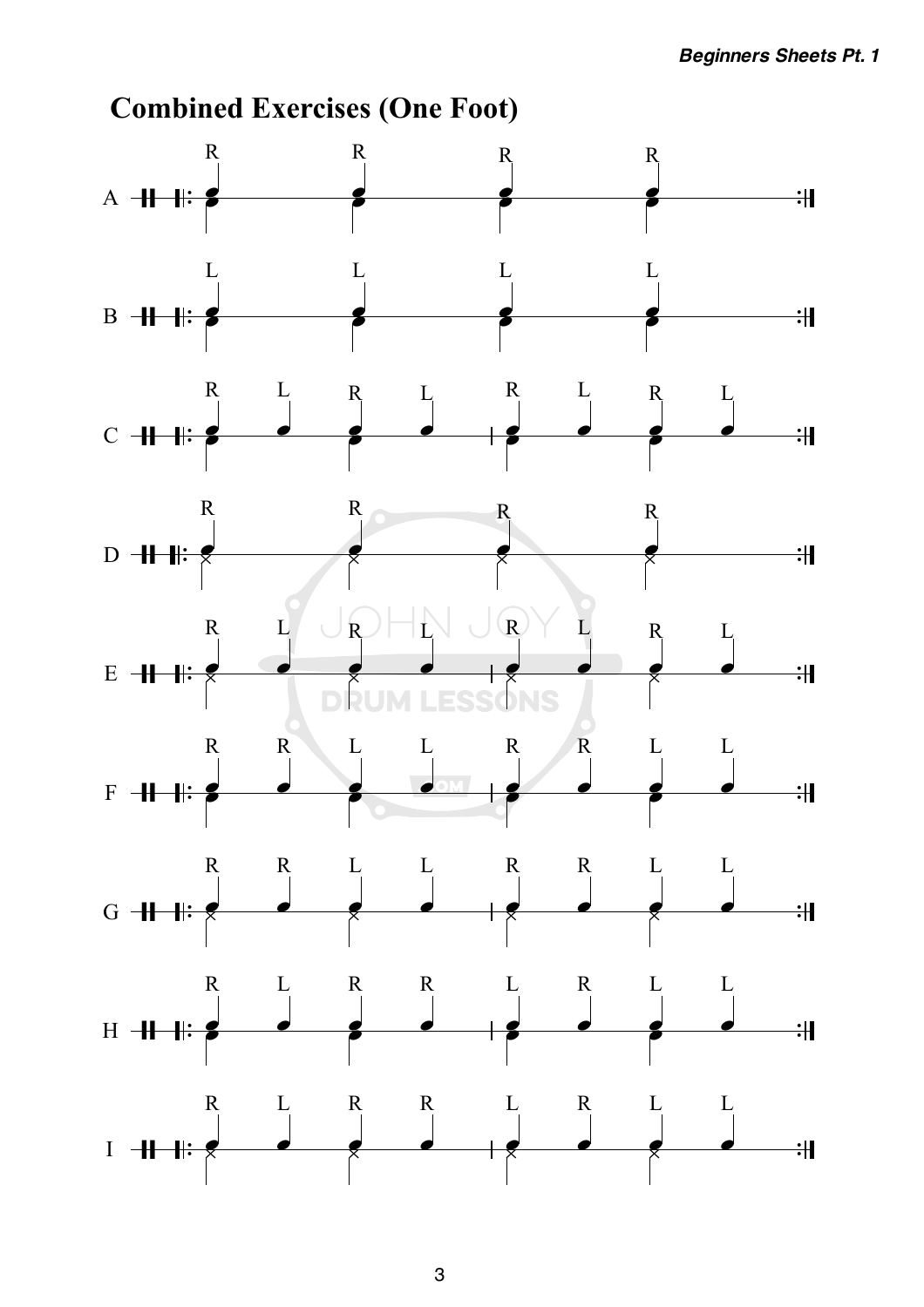## Combined Exercises (One Foot)

A: R R R R

B: L L L L

C: R L R L | R L R L

D: R R R R

E: R L R L | R L R L

F: R R L L | R R L L

G: R R L L | R R L L

H: R L R R | L R L L

I: R L R R | L R L L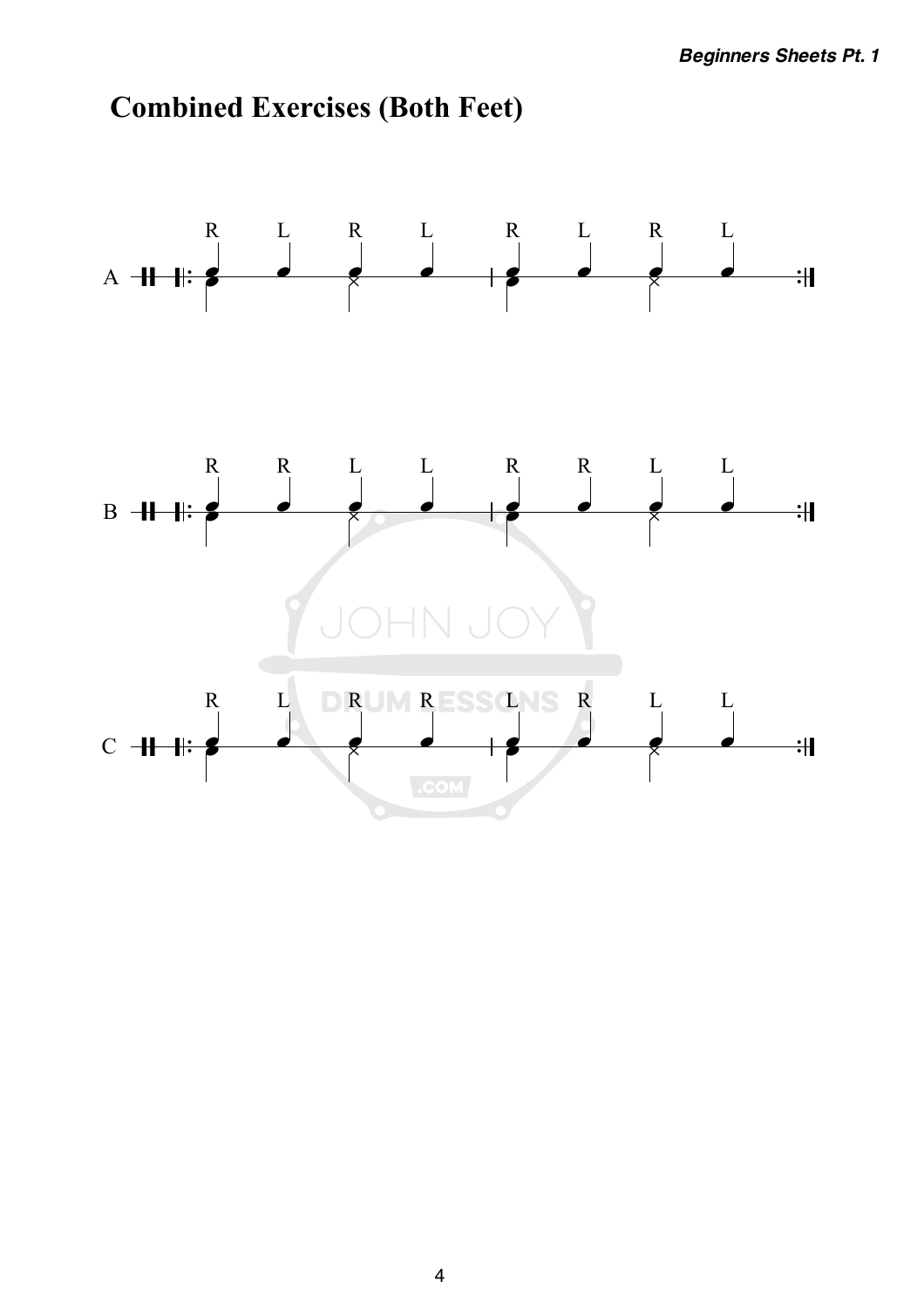## Combined Exercises (Both Feet)

A
R L R L R L R L

B
R R L L R R L L

C
R L R R L R L L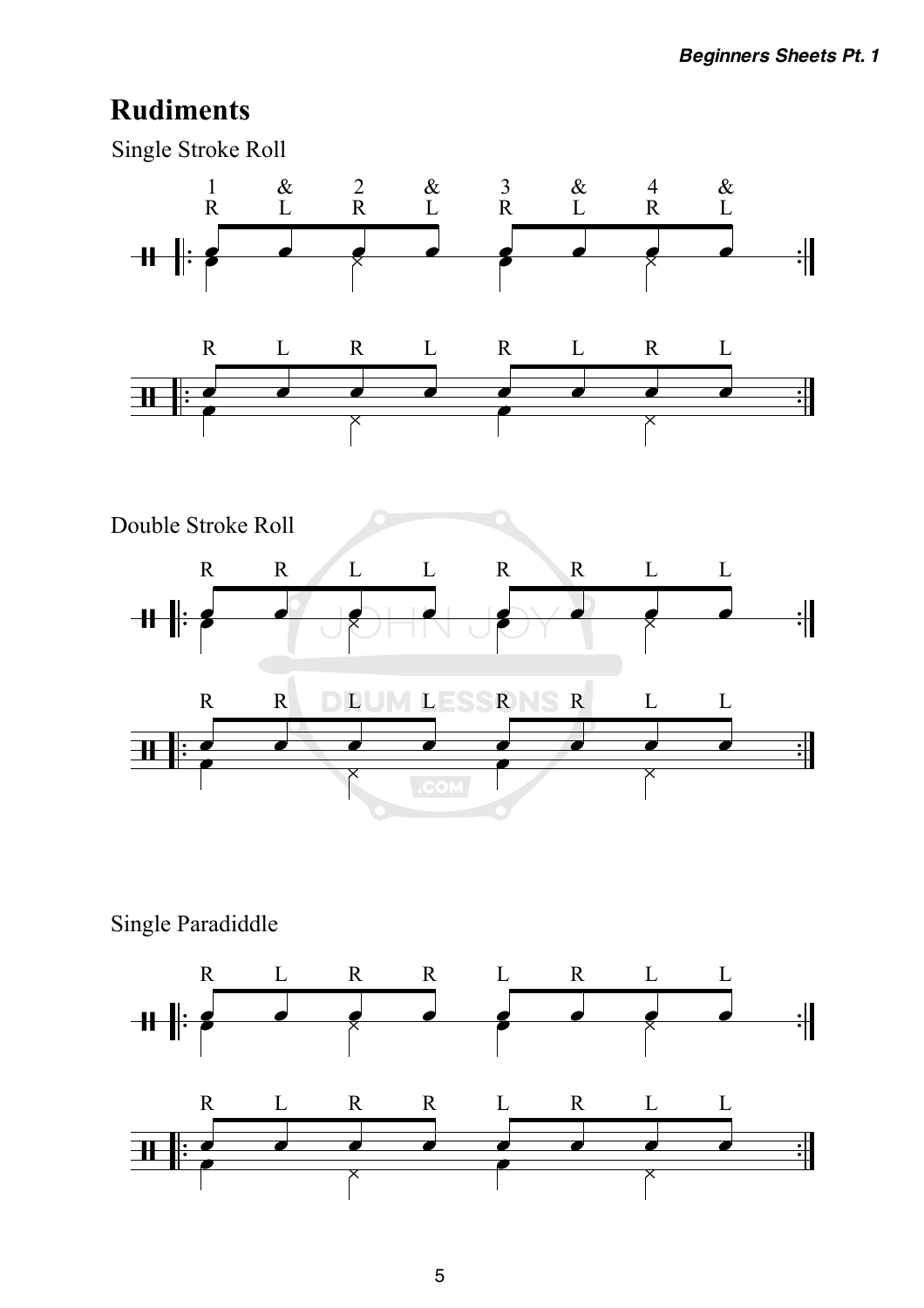## Rudiments

Single Stroke Roll

1 & 2 & 3 & 4 &
R L R L R L R L

R L R L R L R L

Double Stroke Roll

R R L L R R L L

R R L L R R L L

Single Paradiddle

R L R R L R L L

R L R R L R L L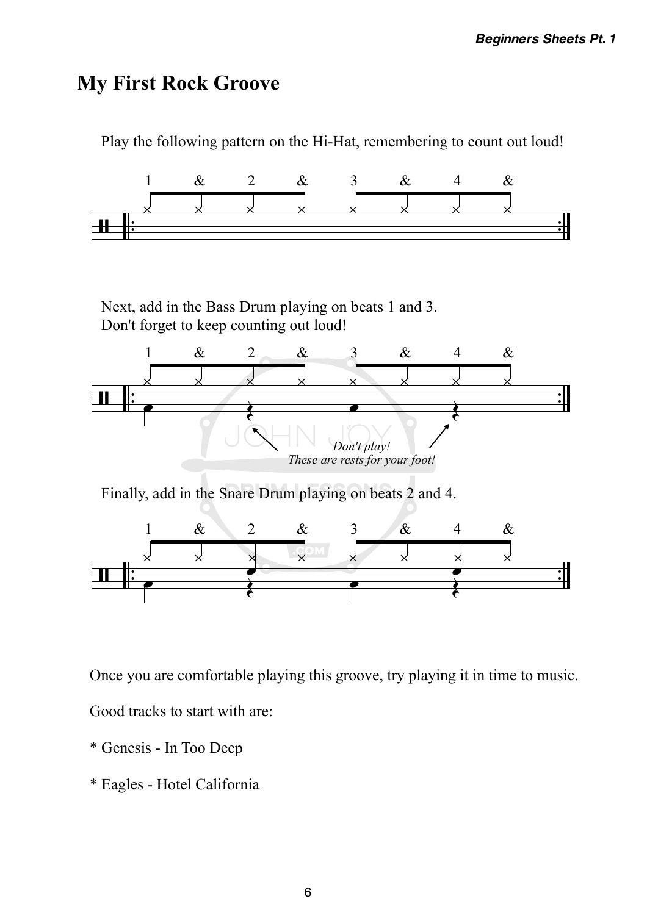# My First Rock Groove

Play the following pattern on the Hi-Hat, remembering to count out loud!

1 & 2 & 3 & 4 &

Next, add in the Bass Drum playing on beats 1 and 3.
Don't forget to keep counting out loud!

1 & 2 & 3 & 4 &

*Don't play!*
*These are rests for your foot!*

Finally, add in the Snare Drum playing on beats 2 and 4.

1 & 2 & 3 & 4 &

Once you are comfortable playing this groove, try playing it in time to music.

Good tracks to start with are:

* Genesis - In Too Deep

* Eagles - Hotel California